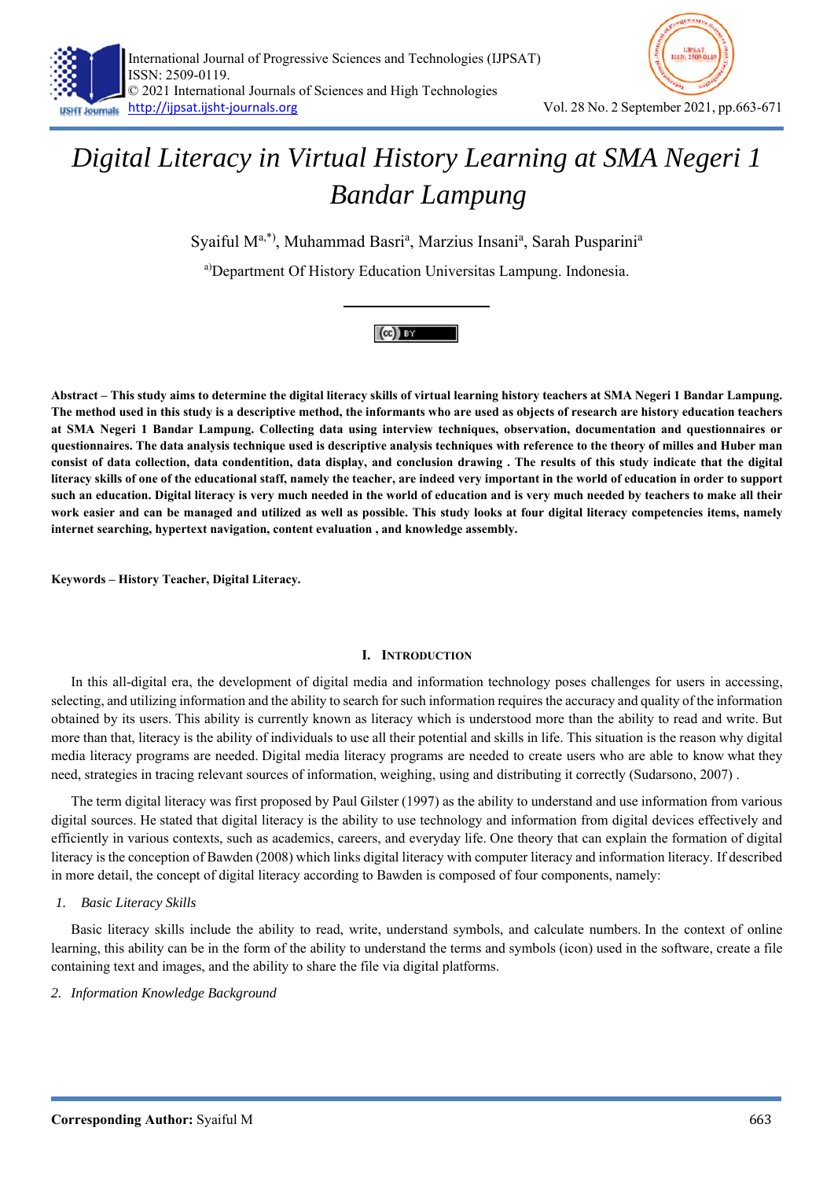# Digital Literacy in Virtual History Learning at SMA Negeri 1 Bandar Lampung

Syaiful M[a,*], Muhammad Basri[a], Marzius Insani[a], Sarah Pusparini[a]

[a)]Department Of History Education Universitas Lampung. Indonesia.

**Abstract – This study aims to determine the digital literacy skills of virtual learning history teachers at SMA Negeri 1 Bandar Lampung. The method used in this study is a descriptive method, the informants who are used as objects of research are history education teachers at SMA Negeri 1 Bandar Lampung. Collecting data using interview techniques, observation, documentation and questionnaires or questionnaires. The data analysis technique used is descriptive analysis techniques with reference to the theory of milles and Huber man consist of data collection, data condentition, data display, and conclusion drawing . The results of this study indicate that the digital literacy skills of one of the educational staff, namely the teacher, are indeed very important in the world of education in order to support such an education. Digital literacy is very much needed in the world of education and is very much needed by teachers to make all their work easier and can be managed and utilized as well as possible. This study looks at four digital literacy competencies items, namely internet searching, hypertext navigation, content evaluation , and knowledge assembly.**

**Keywords – History Teacher, Digital Literacy.**

## I. Introduction

In this all-digital era, the development of digital media and information technology poses challenges for users in accessing, selecting, and utilizing information and the ability to search for such information requires the accuracy and quality of the information obtained by its users. This ability is currently known as literacy which is understood more than the ability to read and write. But more than that, literacy is the ability of individuals to use all their potential and skills in life. This situation is the reason why digital media literacy programs are needed. Digital media literacy programs are needed to create users who are able to know what they need, strategies in tracing relevant sources of information, weighing, using and distributing it correctly (Sudarsono, 2007) .

The term digital literacy was first proposed by Paul Gilster (1997) as the ability to understand and use information from various digital sources. He stated that digital literacy is the ability to use technology and information from digital devices effectively and efficiently in various contexts, such as academics, careers, and everyday life. One theory that can explain the formation of digital literacy is the conception of Bawden (2008) which links digital literacy with computer literacy and information literacy. If described in more detail, the concept of digital literacy according to Bawden is composed of four components, namely:

1. *Basic Literacy Skills*

Basic literacy skills include the ability to read, write, understand symbols, and calculate numbers. In the context of online learning, this ability can be in the form of the ability to understand the terms and symbols (icon) used in the software, create a file containing text and images, and the ability to share the file via digital platforms.

2. *Information Knowledge Background*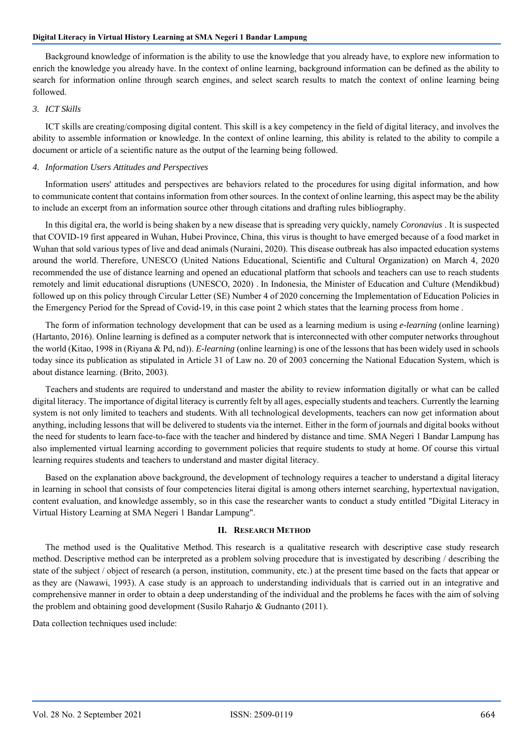Background knowledge of information is the ability to use the knowledge that you already have, to explore new information to enrich the knowledge you already have. In the context of online learning, background information can be defined as the ability to search for information online through search engines, and select search results to match the context of online learning being followed.

*3. ICT Skills*

ICT skills are creating/composing digital content. This skill is a key competency in the field of digital literacy, and involves the ability to assemble information or knowledge. In the context of online learning, this ability is related to the ability to compile a document or article of a scientific nature as the output of the learning being followed.

*4. Information Users Attitudes and Perspectives*

Information users' attitudes and perspectives are behaviors related to the procedures for using digital information, and how to communicate content that contains information from other sources. In the context of online learning, this aspect may be the ability to include an excerpt from an information source other through citations and drafting rules bibliography.

In this digital era, the world is being shaken by a new disease that is spreading very quickly, namely *Coronavius* . It is suspected that COVID-19 first appeared in Wuhan, Hubei Province, China, this virus is thought to have emerged because of a food market in Wuhan that sold various types of live and dead animals (Nuraini, 2020). This disease outbreak has also impacted education systems around the world. Therefore, UNESCO (United Nations Educational, Scientific and Cultural Organization) on March 4, 2020 recommended the use of distance learning and opened an educational platform that schools and teachers can use to reach students remotely and limit educational disruptions (UNESCO, 2020) . In Indonesia, the Minister of Education and Culture (Mendikbud) followed up on this policy through Circular Letter (SE) Number 4 of 2020 concerning the Implementation of Education Policies in the Emergency Period for the Spread of Covid-19, in this case point 2 which states that the learning process from home .

The form of information technology development that can be used as a learning medium is using *e-learning* (online learning) (Hartanto, 2016). Online learning is defined as a computer network that is interconnected with other computer networks throughout the world (Kitao, 1998 in (Riyana & Pd, nd)). *E-learning* (online learning) is one of the lessons that has been widely used in schools today since its publication as stipulated in Article 31 of Law no. 20 of 2003 concerning the National Education System, which is about distance learning. (Brito, 2003).

Teachers and students are required to understand and master the ability to review information digitally or what can be called digital literacy. The importance of digital literacy is currently felt by all ages, especially students and teachers. Currently the learning system is not only limited to teachers and students. With all technological developments, teachers can now get information about anything, including lessons that will be delivered to students via the internet. Either in the form of journals and digital books without the need for students to learn face-to-face with the teacher and hindered by distance and time. SMA Negeri 1 Bandar Lampung has also implemented virtual learning according to government policies that require students to study at home. Of course this virtual learning requires students and teachers to understand and master digital literacy.

Based on the explanation above background, the development of technology requires a teacher to understand a digital literacy in learning in school that consists of four competencies literai digital is among others internet searching, hypertextual navigation, content evaluation, and knowledge assembly, so in this case the researcher wants to conduct a study entitled "Digital Literacy in Virtual History Learning at SMA Negeri 1 Bandar Lampung".

## II. Research Method

The method used is the Qualitative Method. This research is a qualitative research with descriptive case study research method. Descriptive method can be interpreted as a problem solving procedure that is investigated by describing / describing the state of the subject / object of research (a person, institution, community, etc.) at the present time based on the facts that appear or as they are (Nawawi, 1993). A case study is an approach to understanding individuals that is carried out in an integrative and comprehensive manner in order to obtain a deep understanding of the individual and the problems he faces with the aim of solving the problem and obtaining good development (Susilo Raharjo & Gudnanto (2011).

Data collection techniques used include: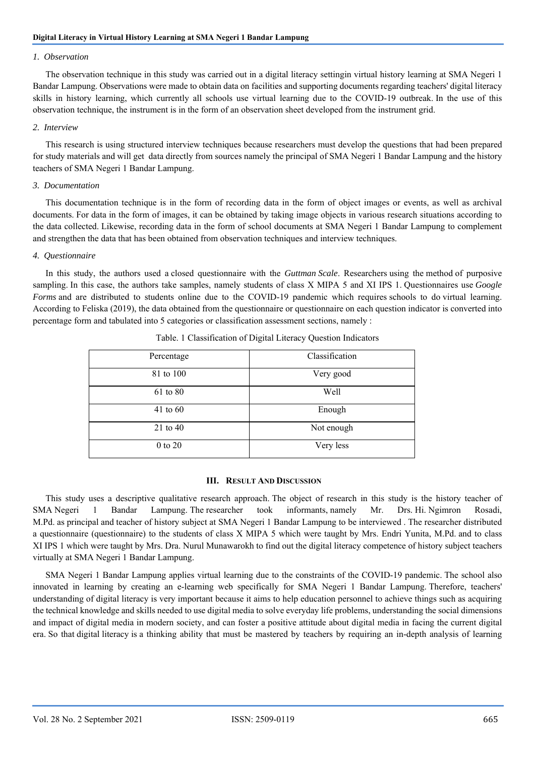*1. Observation*

The observation technique in this study was carried out in a digital literacy settingin virtual history learning at SMA Negeri 1 Bandar Lampung. Observations were made to obtain data on facilities and supporting documents regarding teachers' digital literacy skills in history learning, which currently all schools use virtual learning due to the COVID-19 outbreak. In the use of this observation technique, the instrument is in the form of an observation sheet developed from the instrument grid.

*2. Interview*

This research is using structured interview techniques because researchers must develop the questions that had been prepared for study materials and will get data directly from sources namely the principal of SMA Negeri 1 Bandar Lampung and the history teachers of SMA Negeri 1 Bandar Lampung.

*3. Documentation*

This documentation technique is in the form of recording data in the form of object images or events, as well as archival documents. For data in the form of images, it can be obtained by taking image objects in various research situations according to the data collected. Likewise, recording data in the form of school documents at SMA Negeri 1 Bandar Lampung to complement and strengthen the data that has been obtained from observation techniques and interview techniques.

*4. Questionnaire*

In this study, the authors used a closed questionnaire with the *Guttman Scale*. Researchers using the method of purposive sampling. In this case, the authors take samples, namely students of class X MIPA 5 and XI IPS 1. Questionnaires use *Google Forms* and are distributed to students online due to the COVID-19 pandemic which requires schools to do virtual learning. According to Feliska (2019), the data obtained from the questionnaire or questionnaire on each question indicator is converted into percentage form and tabulated into 5 categories or classification assessment sections, namely :

Table. 1 Classification of Digital Literacy Question Indicators

| Percentage | Classification |
|---|---|
| 81 to 100 | Very good |
| 61 to 80 | Well |
| 41 to 60 | Enough |
| 21 to 40 | Not enough |
| 0 to 20 | Very less |

## III. Result And Discussion

This study uses a descriptive qualitative research approach. The object of research in this study is the history teacher of SMA Negeri 1 Bandar Lampung. The researcher took informants, namely Mr. Drs. Hi. Ngimron Rosadi, M.Pd. as principal and teacher of history subject at SMA Negeri 1 Bandar Lampung to be interviewed . The researcher distributed a questionnaire (questionnaire) to the students of class X MIPA 5 which were taught by Mrs. Endri Yunita, M.Pd. and to class XI IPS 1 which were taught by Mrs. Dra. Nurul Munawarokh to find out the digital literacy competence of history subject teachers virtually at SMA Negeri 1 Bandar Lampung.

SMA Negeri 1 Bandar Lampung applies virtual learning due to the constraints of the COVID-19 pandemic. The school also innovated in learning by creating an e-learning web specifically for SMA Negeri 1 Bandar Lampung. Therefore, teachers' understanding of digital literacy is very important because it aims to help education personnel to achieve things such as acquiring the technical knowledge and skills needed to use digital media to solve everyday life problems, understanding the social dimensions and impact of digital media in modern society, and can foster a positive attitude about digital media in facing the current digital era. So that digital literacy is a thinking ability that must be mastered by teachers by requiring an in-depth analysis of learning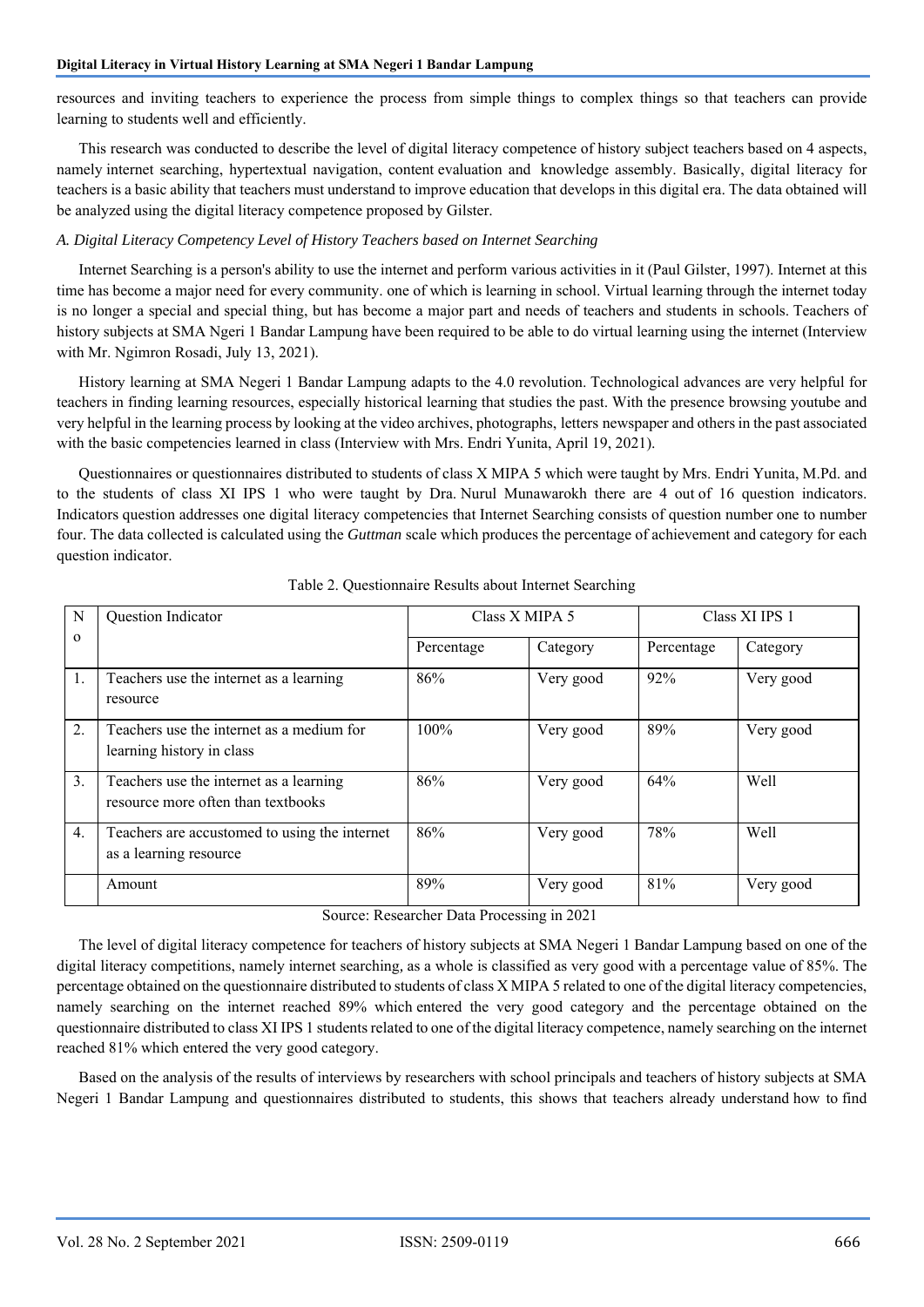resources and inviting teachers to experience the process from simple things to complex things so that teachers can provide learning to students well and efficiently.

This research was conducted to describe the level of digital literacy competence of history subject teachers based on 4 aspects, namely internet searching, hypertextual navigation, content evaluation and knowledge assembly. Basically, digital literacy for teachers is a basic ability that teachers must understand to improve education that develops in this digital era. The data obtained will be analyzed using the digital literacy competence proposed by Gilster.

*A. Digital Literacy Competency Level of History Teachers based on Internet Searching*

Internet Searching is a person's ability to use the internet and perform various activities in it (Paul Gilster, 1997). Internet at this time has become a major need for every community. one of which is learning in school. Virtual learning through the internet today is no longer a special and special thing, but has become a major part and needs of teachers and students in schools. Teachers of history subjects at SMA Ngeri 1 Bandar Lampung have been required to be able to do virtual learning using the internet (Interview with Mr. Ngimron Rosadi, July 13, 2021).

History learning at SMA Negeri 1 Bandar Lampung adapts to the 4.0 revolution. Technological advances are very helpful for teachers in finding learning resources, especially historical learning that studies the past. With the presence browsing youtube and very helpful in the learning process by looking at the video archives, photographs, letters newspaper and others in the past associated with the basic competencies learned in class (Interview with Mrs. Endri Yunita, April 19, 2021).

Questionnaires or questionnaires distributed to students of class X MIPA 5 which were taught by Mrs. Endri Yunita, M.Pd. and to the students of class XI IPS 1 who were taught by Dra. Nurul Munawarokh there are 4 out of 16 question indicators. Indicators question addresses one digital literacy competencies that Internet Searching consists of question number one to number four. The data collected is calculated using the *Guttman* scale which produces the percentage of achievement and category for each question indicator.

Table 2. Questionnaire Results about Internet Searching

| No | Question Indicator | Class X MIPA 5 | | Class XI IPS 1 | |
|---|---|---|---|---|---|
| | | Percentage | Category | Percentage | Category |
| 1. | Teachers use the internet as a learning resource | 86% | Very good | 92% | Very good |
| 2. | Teachers use the internet as a medium for learning history in class | 100% | Very good | 89% | Very good |
| 3. | Teachers use the internet as a learning resource more often than textbooks | 86% | Very good | 64% | Well |
| 4. | Teachers are accustomed to using the internet as a learning resource | 86% | Very good | 78% | Well |
| | Amount | 89% | Very good | 81% | Very good |

Source: Researcher Data Processing in 2021

The level of digital literacy competence for teachers of history subjects at SMA Negeri 1 Bandar Lampung based on one of the digital literacy competitions, namely internet searching, as a whole is classified as very good with a percentage value of 85%. The percentage obtained on the questionnaire distributed to students of class X MIPA 5 related to one of the digital literacy competencies, namely searching on the internet reached 89% which entered the very good category and the percentage obtained on the questionnaire distributed to class XI IPS 1 students related to one of the digital literacy competence, namely searching on the internet reached 81% which entered the very good category.

Based on the analysis of the results of interviews by researchers with school principals and teachers of history subjects at SMA Negeri 1 Bandar Lampung and questionnaires distributed to students, this shows that teachers already understand how to find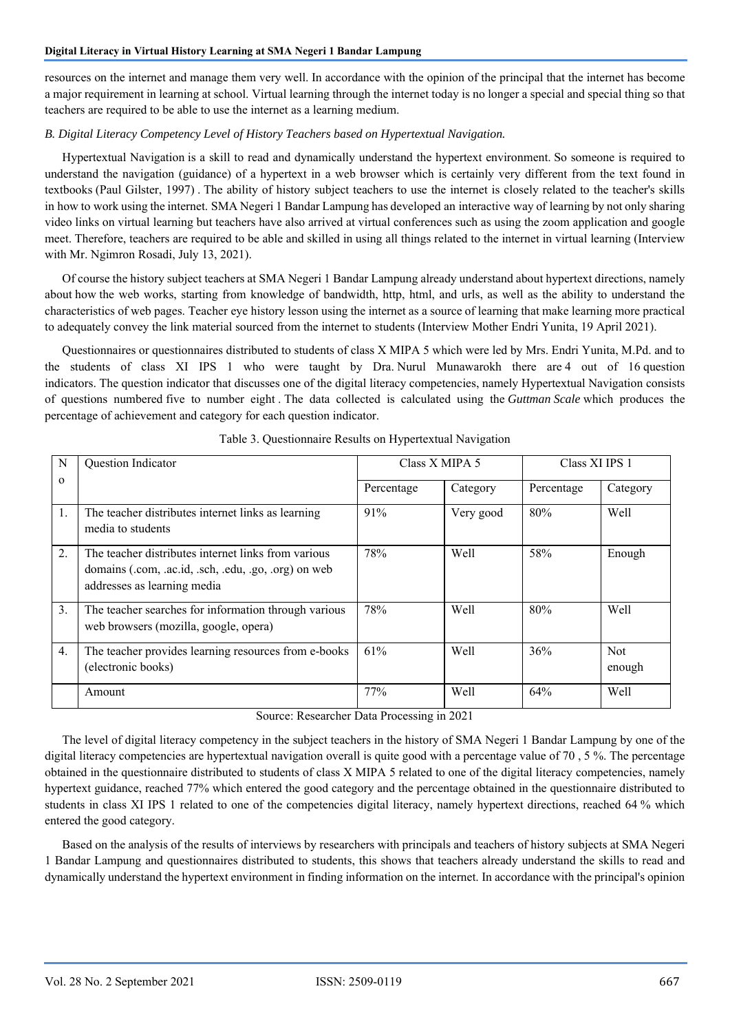resources on the internet and manage them very well. In accordance with the opinion of the principal that the internet has become a major requirement in learning at school. Virtual learning through the internet today is no longer a special and special thing so that teachers are required to be able to use the internet as a learning medium.

*B. Digital Literacy Competency Level of History Teachers based on Hypertextual Navigation.*

Hypertextual Navigation is a skill to read and dynamically understand the hypertext environment. So someone is required to understand the navigation (guidance) of a hypertext in a web browser which is certainly very different from the text found in textbooks (Paul Gilster, 1997) . The ability of history subject teachers to use the internet is closely related to the teacher's skills in how to work using the internet. SMA Negeri 1 Bandar Lampung has developed an interactive way of learning by not only sharing video links on virtual learning but teachers have also arrived at virtual conferences such as using the zoom application and google meet. Therefore, teachers are required to be able and skilled in using all things related to the internet in virtual learning (Interview with Mr. Ngimron Rosadi, July 13, 2021).

Of course the history subject teachers at SMA Negeri 1 Bandar Lampung already understand about hypertext directions, namely about how the web works, starting from knowledge of bandwidth, http, html, and urls, as well as the ability to understand the characteristics of web pages. Teacher eye history lesson using the internet as a source of learning that make learning more practical to adequately convey the link material sourced from the internet to students (Interview Mother Endri Yunita, 19 April 2021).

Questionnaires or questionnaires distributed to students of class X MIPA 5 which were led by Mrs. Endri Yunita, M.Pd. and to the students of class XI IPS 1 who were taught by Dra. Nurul Munawarokh there are 4 out of 16 question indicators. The question indicator that discusses one of the digital literacy competencies, namely Hypertextual Navigation consists of questions numbered five to number eight . The data collected is calculated using the *Guttman Scale* which produces the percentage of achievement and category for each question indicator.

Table 3. Questionnaire Results on Hypertextual Navigation

| No | Question Indicator | Class X MIPA 5 | | Class XI IPS 1 | |
|---|---|---|---|---|---|
| | | Percentage | Category | Percentage | Category |
| 1. | The teacher distributes internet links as learning media to students | 91% | Very good | 80% | Well |
| 2. | The teacher distributes internet links from various domains (.com, .ac.id, .sch, .edu, .go, .org) on web addresses as learning media | 78% | Well | 58% | Enough |
| 3. | The teacher searches for information through various web browsers (mozilla, google, opera) | 78% | Well | 80% | Well |
| 4. | The teacher provides learning resources from e-books (electronic books) | 61% | Well | 36% | Not enough |
| | Amount | 77% | Well | 64% | Well |

Source: Researcher Data Processing in 2021

The level of digital literacy competency in the subject teachers in the history of SMA Negeri 1 Bandar Lampung by one of the digital literacy competencies are hypertextual navigation overall is quite good with a percentage value of 70 , 5 %. The percentage obtained in the questionnaire distributed to students of class X MIPA 5 related to one of the digital literacy competencies, namely hypertext guidance, reached 77% which entered the good category and the percentage obtained in the questionnaire distributed to students in class XI IPS 1 related to one of the competencies digital literacy, namely hypertext directions, reached 64 % which entered the good category.

Based on the analysis of the results of interviews by researchers with principals and teachers of history subjects at SMA Negeri 1 Bandar Lampung and questionnaires distributed to students, this shows that teachers already understand the skills to read and dynamically understand the hypertext environment in finding information on the internet. In accordance with the principal's opinion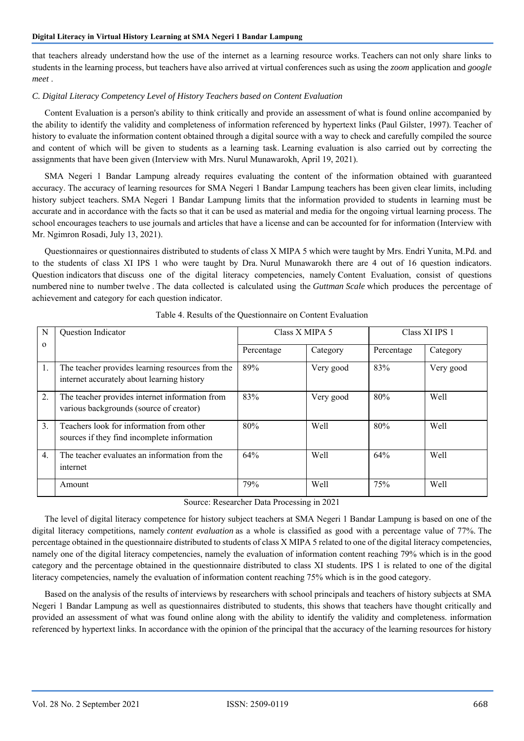that teachers already understand how the use of the internet as a learning resource works. Teachers can not only share links to students in the learning process, but teachers have also arrived at virtual conferences such as using the *zoom* application and *google meet* .

### *C. Digital Literacy Competency Level of History Teachers based on Content Evaluation*

Content Evaluation is a person's ability to think critically and provide an assessment of what is found online accompanied by the ability to identify the validity and completeness of information referenced by hypertext links (Paul Gilster, 1997). Teacher of history to evaluate the information content obtained through a digital source with a way to check and carefully compiled the source and content of which will be given to students as a learning task. Learning evaluation is also carried out by correcting the assignments that have been given (Interview with Mrs. Nurul Munawarokh, April 19, 2021).

SMA Negeri 1 Bandar Lampung already requires evaluating the content of the information obtained with guaranteed accuracy. The accuracy of learning resources for SMA Negeri 1 Bandar Lampung teachers has been given clear limits, including history subject teachers. SMA Negeri 1 Bandar Lampung limits that the information provided to students in learning must be accurate and in accordance with the facts so that it can be used as material and media for the ongoing virtual learning process. The school encourages teachers to use journals and articles that have a license and can be accounted for for information (Interview with Mr. Ngimron Rosadi, July 13, 2021).

Questionnaires or questionnaires distributed to students of class X MIPA 5 which were taught by Mrs. Endri Yunita, M.Pd. and to the students of class XI IPS 1 who were taught by Dra. Nurul Munawarokh there are 4 out of 16 question indicators. Question indicators that discuss one of the digital literacy competencies, namely Content Evaluation, consist of questions numbered nine to number twelve . The data collected is calculated using the *Guttman Scale* which produces the percentage of achievement and category for each question indicator.

Table 4. Results of the Questionnaire on Content Evaluation

| No | Question Indicator | Class X MIPA 5 | | Class XI IPS 1 | |
|---|---|---|---|---|---|
| | | Percentage | Category | Percentage | Category |
| 1. | The teacher provides learning resources from the internet accurately about learning history | 89% | Very good | 83% | Very good |
| 2. | The teacher provides internet information from various backgrounds (source of creator) | 83% | Very good | 80% | Well |
| 3. | Teachers look for information from other sources if they find incomplete information | 80% | Well | 80% | Well |
| 4. | The teacher evaluates an information from the internet | 64% | Well | 64% | Well |
| | Amount | 79% | Well | 75% | Well |

Source: Researcher Data Processing in 2021

The level of digital literacy competence for history subject teachers at SMA Negeri 1 Bandar Lampung is based on one of the digital literacy competitions, namely *content evaluation* as a whole is classified as good with a percentage value of 77%. The percentage obtained in the questionnaire distributed to students of class X MIPA 5 related to one of the digital literacy competencies, namely one of the digital literacy competencies, namely the evaluation of information content reaching 79% which is in the good category and the percentage obtained in the questionnaire distributed to class XI students. IPS 1 is related to one of the digital literacy competencies, namely the evaluation of information content reaching 75% which is in the good category.

Based on the analysis of the results of interviews by researchers with school principals and teachers of history subjects at SMA Negeri 1 Bandar Lampung as well as questionnaires distributed to students, this shows that teachers have thought critically and provided an assessment of what was found online along with the ability to identify the validity and completeness. information referenced by hypertext links. In accordance with the opinion of the principal that the accuracy of the learning resources for history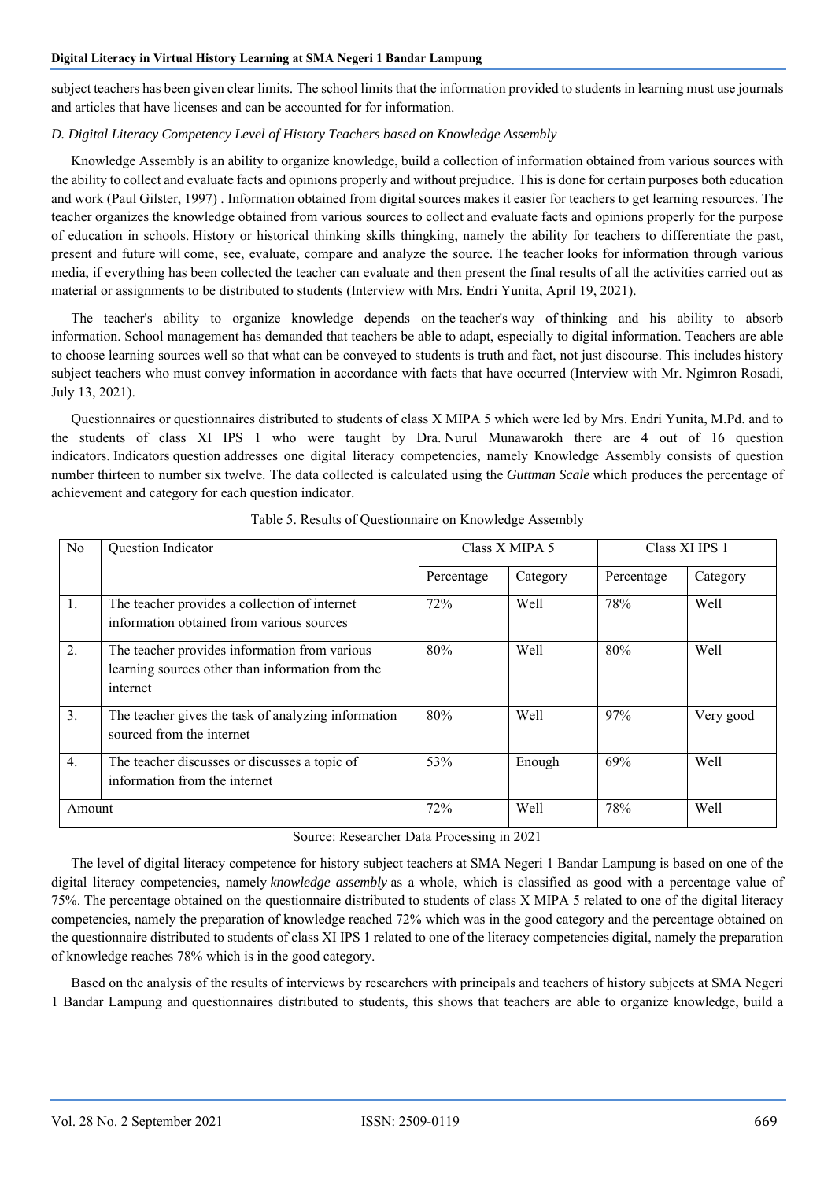subject teachers has been given clear limits. The school limits that the information provided to students in learning must use journals and articles that have licenses and can be accounted for for information.

### *D. Digital Literacy Competency Level of History Teachers based on Knowledge Assembly*

Knowledge Assembly is an ability to organize knowledge, build a collection of information obtained from various sources with the ability to collect and evaluate facts and opinions properly and without prejudice. This is done for certain purposes both education and work (Paul Gilster, 1997) . Information obtained from digital sources makes it easier for teachers to get learning resources. The teacher organizes the knowledge obtained from various sources to collect and evaluate facts and opinions properly for the purpose of education in schools. History or historical thinking skills thingking, namely the ability for teachers to differentiate the past, present and future will come, see, evaluate, compare and analyze the source. The teacher looks for information through various media, if everything has been collected the teacher can evaluate and then present the final results of all the activities carried out as material or assignments to be distributed to students (Interview with Mrs. Endri Yunita, April 19, 2021).

The teacher's ability to organize knowledge depends on the teacher's way of thinking and his ability to absorb information. School management has demanded that teachers be able to adapt, especially to digital information. Teachers are able to choose learning sources well so that what can be conveyed to students is truth and fact, not just discourse. This includes history subject teachers who must convey information in accordance with facts that have occurred (Interview with Mr. Ngimron Rosadi, July 13, 2021).

Questionnaires or questionnaires distributed to students of class X MIPA 5 which were led by Mrs. Endri Yunita, M.Pd. and to the students of class XI IPS 1 who were taught by Dra. Nurul Munawarokh there are 4 out of 16 question indicators. Indicators question addresses one digital literacy competencies, namely Knowledge Assembly consists of question number thirteen to number six twelve. The data collected is calculated using the *Guttman Scale* which produces the percentage of achievement and category for each question indicator.

Table 5. Results of Questionnaire on Knowledge Assembly

| No | Question Indicator | Class X MIPA 5 | | Class XI IPS 1 | |
|---|---|---|---|---|---|
| | | Percentage | Category | Percentage | Category |
| 1. | The teacher provides a collection of internet information obtained from various sources | 72% | Well | 78% | Well |
| 2. | The teacher provides information from various learning sources other than information from the internet | 80% | Well | 80% | Well |
| 3. | The teacher gives the task of analyzing information sourced from the internet | 80% | Well | 97% | Very good |
| 4. | The teacher discusses or discusses a topic of information from the internet | 53% | Enough | 69% | Well |
| Amount | | 72% | Well | 78% | Well |

Source: Researcher Data Processing in 2021

The level of digital literacy competence for history subject teachers at SMA Negeri 1 Bandar Lampung is based on one of the digital literacy competencies, namely *knowledge assembly* as a whole, which is classified as good with a percentage value of 75%. The percentage obtained on the questionnaire distributed to students of class X MIPA 5 related to one of the digital literacy competencies, namely the preparation of knowledge reached 72% which was in the good category and the percentage obtained on the questionnaire distributed to students of class XI IPS 1 related to one of the literacy competencies digital, namely the preparation of knowledge reaches 78% which is in the good category.

Based on the analysis of the results of interviews by researchers with principals and teachers of history subjects at SMA Negeri 1 Bandar Lampung and questionnaires distributed to students, this shows that teachers are able to organize knowledge, build a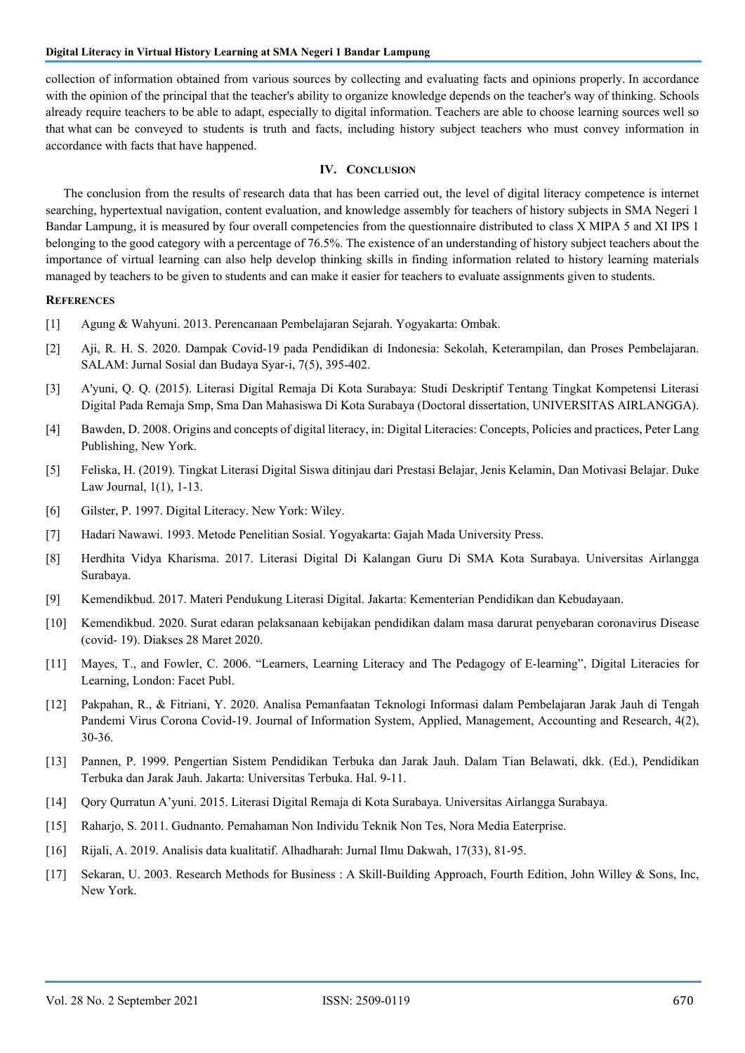collection of information obtained from various sources by collecting and evaluating facts and opinions properly. In accordance with the opinion of the principal that the teacher's ability to organize knowledge depends on the teacher's way of thinking. Schools already require teachers to be able to adapt, especially to digital information. Teachers are able to choose learning sources well so that what can be conveyed to students is truth and facts, including history subject teachers who must convey information in accordance with facts that have happened.

## IV. Conclusion

The conclusion from the results of research data that has been carried out, the level of digital literacy competence is internet searching, hypertextual navigation, content evaluation, and knowledge assembly for teachers of history subjects in SMA Negeri 1 Bandar Lampung, it is measured by four overall competencies from the questionnaire distributed to class X MIPA 5 and XI IPS 1 belonging to the good category with a percentage of 76.5%. The existence of an understanding of history subject teachers about the importance of virtual learning can also help develop thinking skills in finding information related to history learning materials managed by teachers to be given to students and can make it easier for teachers to evaluate assignments given to students.

## References

[1] Agung & Wahyuni. 2013. Perencanaan Pembelajaran Sejarah. Yogyakarta: Ombak.

[2] Aji, R. H. S. 2020. Dampak Covid-19 pada Pendidikan di Indonesia: Sekolah, Keterampilan, dan Proses Pembelajaran. SALAM: Jurnal Sosial dan Budaya Syar-i, 7(5), 395-402.

[3] A'yuni, Q. Q. (2015). Literasi Digital Remaja Di Kota Surabaya: Studi Deskriptif Tentang Tingkat Kompetensi Literasi Digital Pada Remaja Smp, Sma Dan Mahasiswa Di Kota Surabaya (Doctoral dissertation, UNIVERSITAS AIRLANGGA).

[4] Bawden, D. 2008. Origins and concepts of digital literacy, in: Digital Literacies: Concepts, Policies and practices, Peter Lang Publishing, New York.

[5] Feliska, H. (2019). Tingkat Literasi Digital Siswa ditinjau dari Prestasi Belajar, Jenis Kelamin, Dan Motivasi Belajar. Duke Law Journal, 1(1), 1-13.

[6] Gilster, P. 1997. Digital Literacy. New York: Wiley.

[7] Hadari Nawawi. 1993. Metode Penelitian Sosial. Yogyakarta: Gajah Mada University Press.

[8] Herdhita Vidya Kharisma. 2017. Literasi Digital Di Kalangan Guru Di SMA Kota Surabaya. Universitas Airlangga Surabaya.

[9] Kemendikbud. 2017. Materi Pendukung Literasi Digital. Jakarta: Kementerian Pendidikan dan Kebudayaan.

[10] Kemendikbud. 2020. Surat edaran pelaksanaan kebijakan pendidikan dalam masa darurat penyebaran coronavirus Disease (covid- 19). Diakses 28 Maret 2020.

[11] Mayes, T., and Fowler, C. 2006. "Learners, Learning Literacy and The Pedagogy of E-learning", Digital Literacies for Learning, London: Facet Publ.

[12] Pakpahan, R., & Fitriani, Y. 2020. Analisa Pemanfaatan Teknologi Informasi dalam Pembelajaran Jarak Jauh di Tengah Pandemi Virus Corona Covid-19. Journal of Information System, Applied, Management, Accounting and Research, 4(2), 30-36.

[13] Pannen, P. 1999. Pengertian Sistem Pendidikan Terbuka dan Jarak Jauh. Dalam Tian Belawati, dkk. (Ed.), Pendidikan Terbuka dan Jarak Jauh. Jakarta: Universitas Terbuka. Hal. 9-11.

[14] Qory Qurratun A'yuni. 2015. Literasi Digital Remaja di Kota Surabaya. Universitas Airlangga Surabaya.

[15] Raharjo, S. 2011. Gudnanto. Pemahaman Non Individu Teknik Non Tes, Nora Media Eaterprise.

[16] Rijali, A. 2019. Analisis data kualitatif. Alhadharah: Jurnal Ilmu Dakwah, 17(33), 81-95.

[17] Sekaran, U. 2003. Research Methods for Business : A Skill-Building Approach, Fourth Edition, John Willey & Sons, Inc, New York.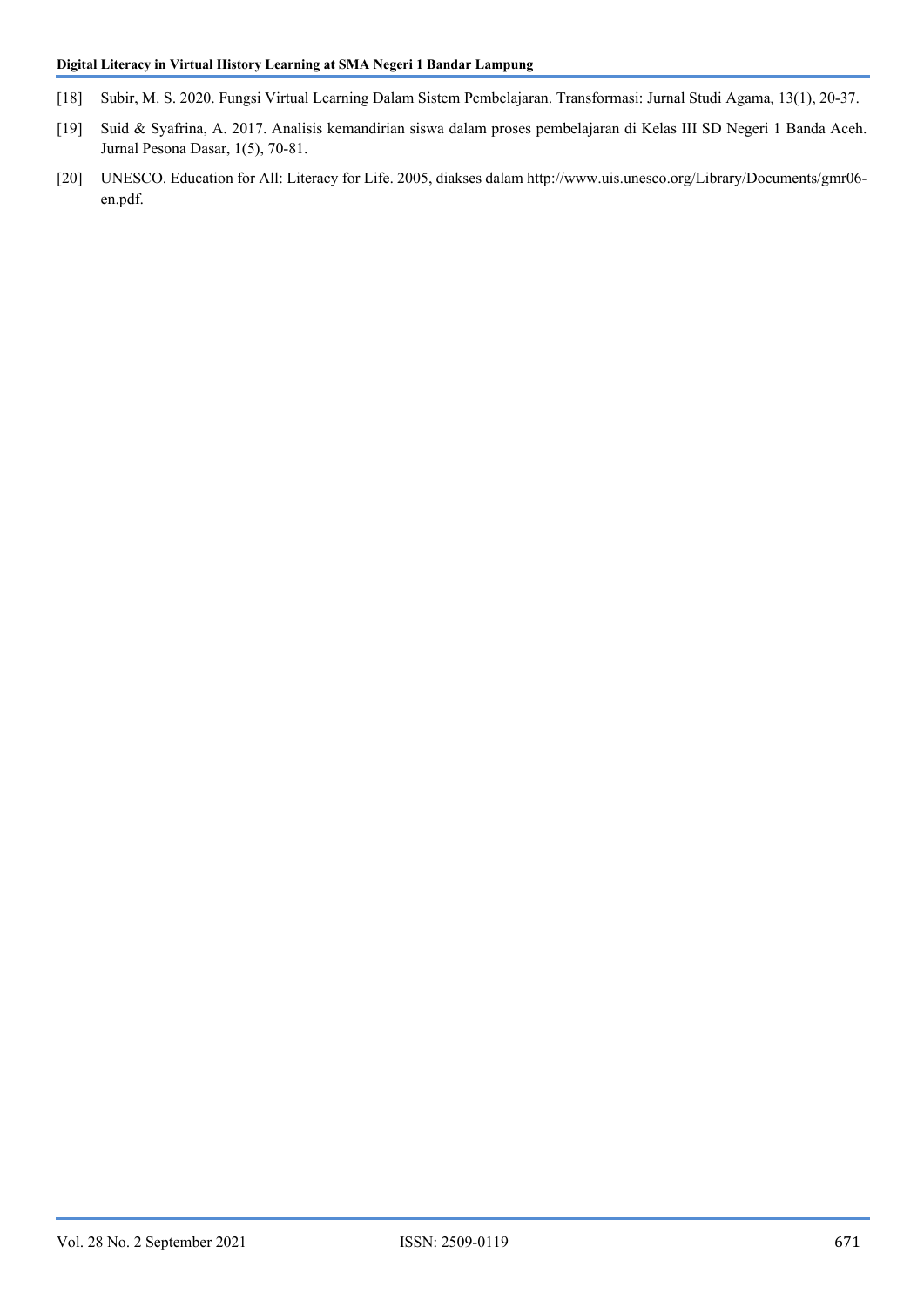[18] Subir, M. S. 2020. Fungsi Virtual Learning Dalam Sistem Pembelajaran. Transformasi: Jurnal Studi Agama, 13(1), 20-37.

[19] Suid & Syafrina, A. 2017. Analisis kemandirian siswa dalam proses pembelajaran di Kelas III SD Negeri 1 Banda Aceh. Jurnal Pesona Dasar, 1(5), 70-81.

[20] UNESCO. Education for All: Literacy for Life. 2005, diakses dalam http://www.uis.unesco.org/Library/Documents/gmr06-en.pdf.